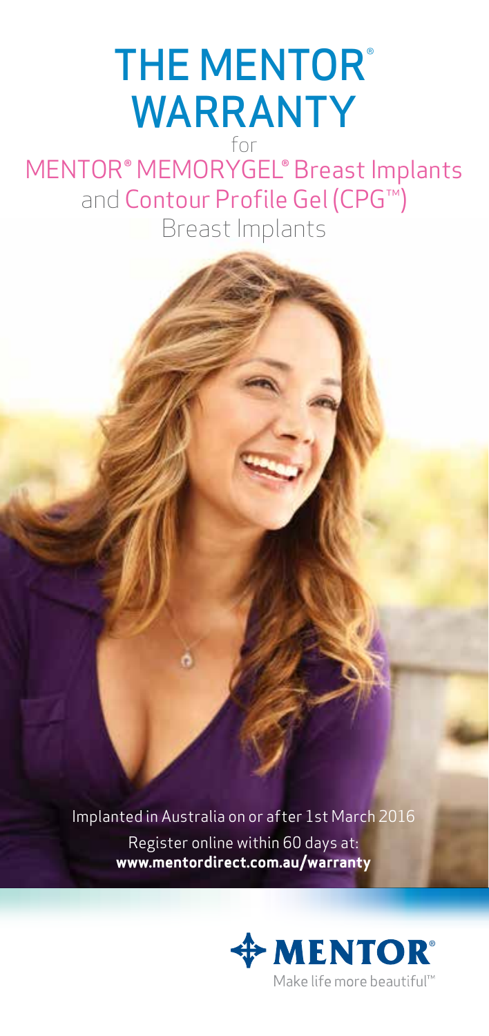# THE MENTOR® WARRANTY

for

## MENTOR® MEMORYGEL® Breast Implants and Contour Profile Gel (CPG™) Breast Implants

Implanted in Australia on or after 1st March 2016

Register online within 60 days at:
**www.mentordirect.com.au/warranty**

MENTOR®

Make life more beautiful™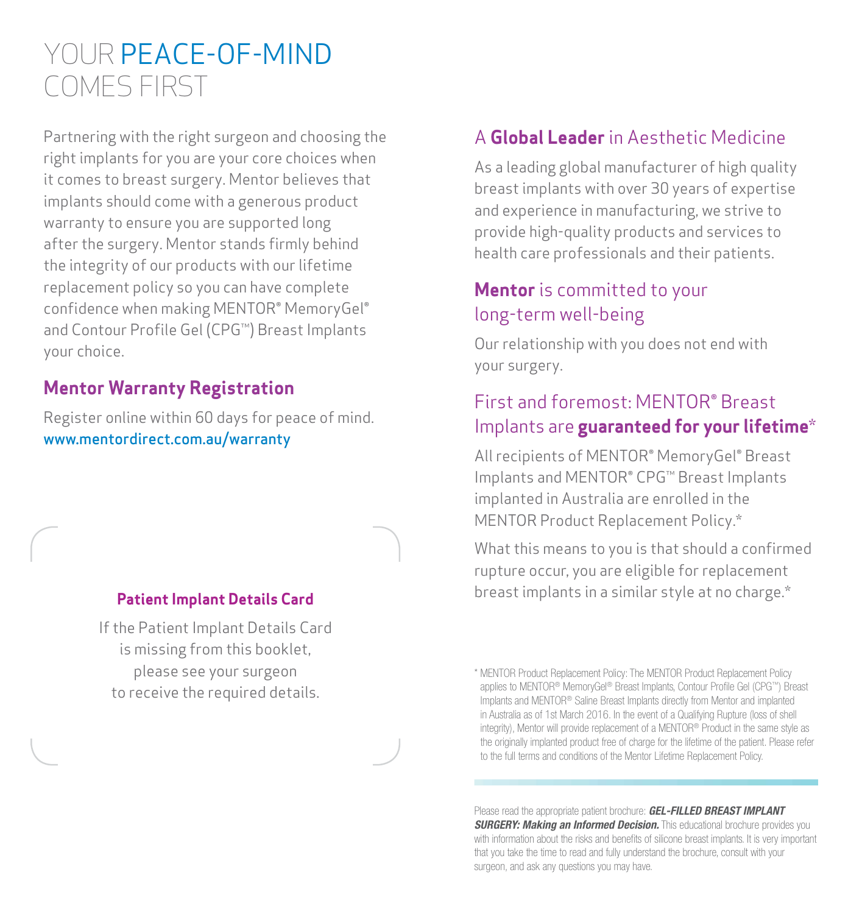# YOUR PEACE-OF-MIND COMES FIRST

Partnering with the right surgeon and choosing the right implants for you are your core choices when it comes to breast surgery. Mentor believes that implants should come with a generous product warranty to ensure you are supported long after the surgery. Mentor stands firmly behind the integrity of our products with our lifetime replacement policy so you can have complete confidence when making MENTOR® MemoryGel® and Contour Profile Gel (CPG™) Breast Implants your choice.

## Mentor Warranty Registration

Register online within 60 days for peace of mind.
www.mentordirect.com.au/warranty

**Patient Implant Details Card**

If the Patient Implant Details Card is missing from this booklet, please see your surgeon to receive the required details.

## A **Global Leader** in Aesthetic Medicine

As a leading global manufacturer of high quality breast implants with over 30 years of expertise and experience in manufacturing, we strive to provide high-quality products and services to health care professionals and their patients.

## **Mentor** is committed to your long-term well-being

Our relationship with you does not end with your surgery.

## First and foremost: MENTOR® Breast Implants are **guaranteed for your lifetime***

All recipients of MENTOR® MemoryGel® Breast Implants and MENTOR® CPG™ Breast Implants implanted in Australia are enrolled in the MENTOR Product Replacement Policy.*

What this means to you is that should a confirmed rupture occur, you are eligible for replacement breast implants in a similar style at no charge.*

\* MENTOR Product Replacement Policy: The MENTOR Product Replacement Policy applies to MENTOR® MemoryGel® Breast Implants, Contour Profile Gel (CPG™) Breast Implants and MENTOR® Saline Breast Implants directly from Mentor and implanted in Australia as of 1st March 2016. In the event of a Qualifying Rupture (loss of shell integrity), Mentor will provide replacement of a MENTOR® Product in the same style as the originally implanted product free of charge for the lifetime of the patient. Please refer to the full terms and conditions of the Mentor Lifetime Replacement Policy.

Please read the appropriate patient brochure: ***GEL-FILLED BREAST IMPLANT SURGERY: Making an Informed Decision.*** This educational brochure provides you with information about the risks and benefits of silicone breast implants. It is very important that you take the time to read and fully understand the brochure, consult with your surgeon, and ask any questions you may have.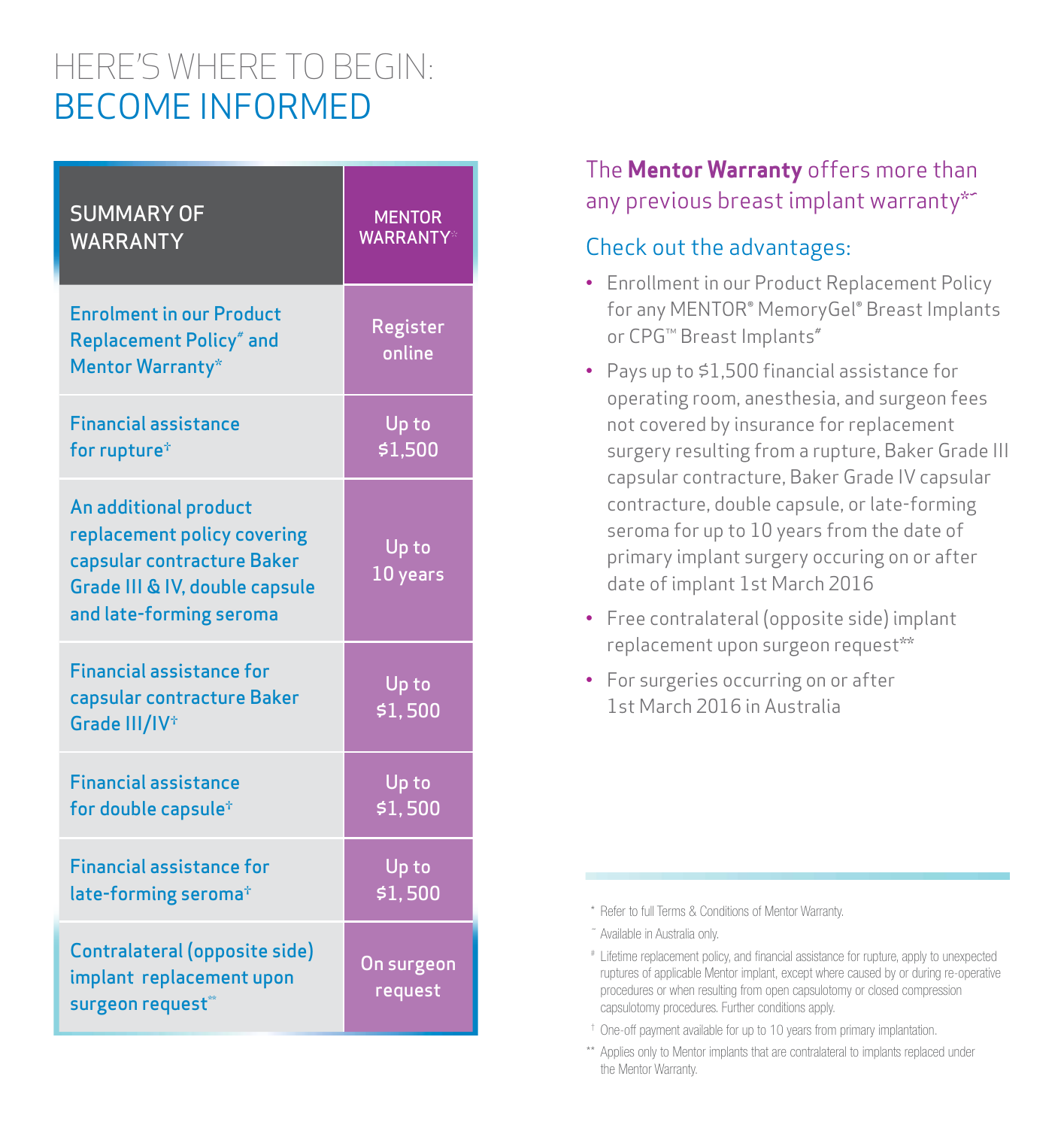# HERE'S WHERE TO BEGIN:
# BECOME INFORMED

| SUMMARY OF WARRANTY | MENTOR WARRANTY* |
|---|---|
| Enrolment in our Product Replacement Policy# and Mentor Warranty* | Register online |
| Financial assistance for rupture† | Up to $1,500 |
| An additional product replacement policy covering capsular contracture Baker Grade III & IV, double capsule and late-forming seroma | Up to 10 years |
| Financial assistance for capsular contracture Baker Grade III/IV† | Up to $1, 500 |
| Financial assistance for double capsule† | Up to $1, 500 |
| Financial assistance for late-forming seroma† | Up to $1, 500 |
| Contralateral (opposite side) implant replacement upon surgeon request** | On surgeon request |

## The **Mentor Warranty** offers more than any previous breast implant warranty*˜

### Check out the advantages:

- Enrollment in our Product Replacement Policy for any MENTOR® MemoryGel® Breast Implants or CPG™ Breast Implants#
- Pays up to $1,500 financial assistance for operating room, anesthesia, and surgeon fees not covered by insurance for replacement surgery resulting from a rupture, Baker Grade III capsular contracture, Baker Grade IV capsular contracture, double capsule, or late-forming seroma for up to 10 years from the date of primary implant surgery occuring on or after date of implant 1st March 2016
- Free contralateral (opposite side) implant replacement upon surgeon request**
- For surgeries occurring on or after 1st March 2016 in Australia

\* Refer to full Terms & Conditions of Mentor Warranty.

˜ Available in Australia only.

\# Lifetime replacement policy, and financial assistance for rupture, apply to unexpected ruptures of applicable Mentor implant, except where caused by or during re-operative procedures or when resulting from open capsulotomy or closed compression capsulotomy procedures. Further conditions apply.

† One-off payment available for up to 10 years from primary implantation.

\*\* Applies only to Mentor implants that are contralateral to implants replaced under the Mentor Warranty.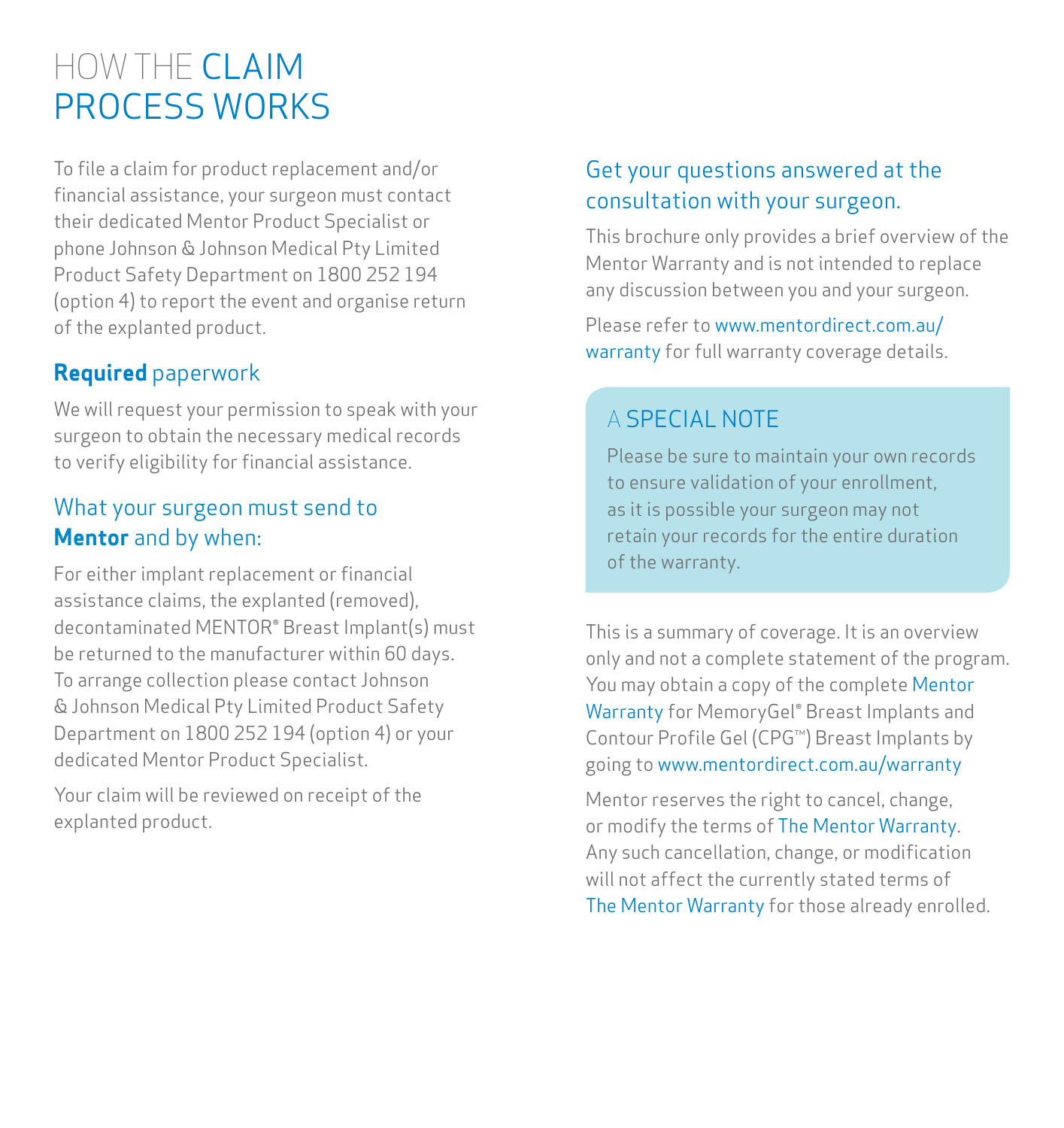# HOW THE CLAIM PROCESS WORKS

To file a claim for product replacement and/or financial assistance, your surgeon must contact their dedicated Mentor Product Specialist or phone Johnson & Johnson Medical Pty Limited Product Safety Department on 1800 252 194 (option 4) to report the event and organise return of the explanted product.

## **Required** paperwork

We will request your permission to speak with your surgeon to obtain the necessary medical records to verify eligibility for financial assistance.

## What your surgeon must send to **Mentor** and by when:

For either implant replacement or financial assistance claims, the explanted (removed), decontaminated MENTOR® Breast Implant(s) must be returned to the manufacturer within 60 days. To arrange collection please contact Johnson & Johnson Medical Pty Limited Product Safety Department on 1800 252 194 (option 4) or your dedicated Mentor Product Specialist.

Your claim will be reviewed on receipt of the explanted product.

## Get your questions answered at the consultation with your surgeon.

This brochure only provides a brief overview of the Mentor Warranty and is not intended to replace any discussion between you and your surgeon.

Please refer to www.mentordirect.com.au/warranty for full warranty coverage details.

### A SPECIAL NOTE

Please be sure to maintain your own records to ensure validation of your enrollment, as it is possible your surgeon may not retain your records for the entire duration of the warranty.

This is a summary of coverage. It is an overview only and not a complete statement of the program. You may obtain a copy of the complete Mentor Warranty for MemoryGel® Breast Implants and Contour Profile Gel (CPG™) Breast Implants by going to www.mentordirect.com.au/warranty

Mentor reserves the right to cancel, change, or modify the terms of The Mentor Warranty. Any such cancellation, change, or modification will not affect the currently stated terms of The Mentor Warranty for those already enrolled.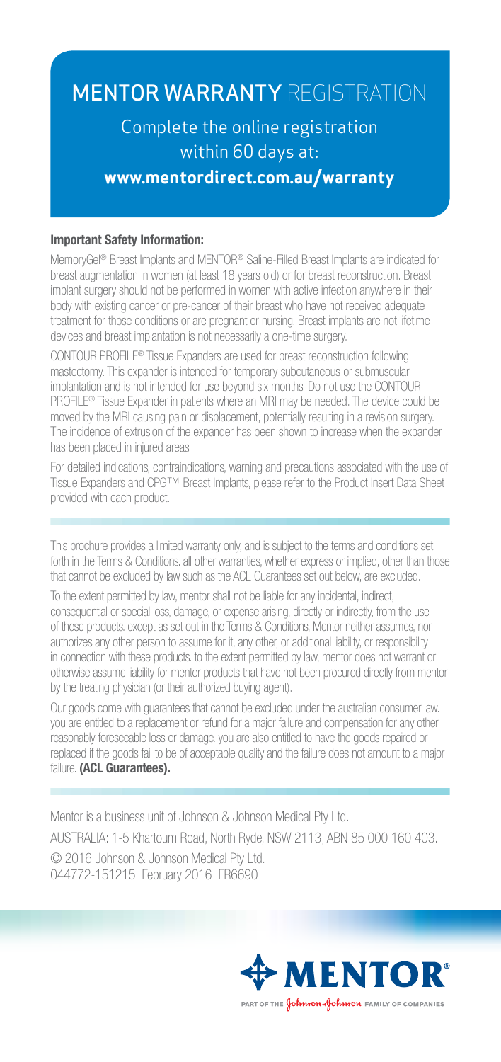# MENTOR WARRANTY REGISTRATION

Complete the online registration within 60 days at:

**www.mentordirect.com.au/warranty**

**Important Safety Information:**

MemoryGel® Breast Implants and MENTOR® Saline-Filled Breast Implants are indicated for breast augmentation in women (at least 18 years old) or for breast reconstruction. Breast implant surgery should not be performed in women with active infection anywhere in their body with existing cancer or pre-cancer of their breast who have not received adequate treatment for those conditions or are pregnant or nursing. Breast implants are not lifetime devices and breast implantation is not necessarily a one-time surgery.

CONTOUR PROFILE® Tissue Expanders are used for breast reconstruction following mastectomy. This expander is intended for temporary subcutaneous or submuscular implantation and is not intended for use beyond six months. Do not use the CONTOUR PROFILE® Tissue Expander in patients where an MRI may be needed. The device could be moved by the MRI causing pain or displacement, potentially resulting in a revision surgery. The incidence of extrusion of the expander has been shown to increase when the expander has been placed in injured areas.

For detailed indications, contraindications, warning and precautions associated with the use of Tissue Expanders and CPG™ Breast Implants, please refer to the Product Insert Data Sheet provided with each product.

This brochure provides a limited warranty only, and is subject to the terms and conditions set forth in the Terms & Conditions. all other warranties, whether express or implied, other than those that cannot be excluded by law such as the ACL Guarantees set out below, are excluded.

To the extent permitted by law, mentor shall not be liable for any incidental, indirect, consequential or special loss, damage, or expense arising, directly or indirectly, from the use of these products. except as set out in the Terms & Conditions, Mentor neither assumes, nor authorizes any other person to assume for it, any other, or additional liability, or responsibility in connection with these products. to the extent permitted by law, mentor does not warrant or otherwise assume liability for mentor products that have not been procured directly from mentor by the treating physician (or their authorized buying agent).

Our goods come with guarantees that cannot be excluded under the australian consumer law. you are entitled to a replacement or refund for a major failure and compensation for any other reasonably foreseeable loss or damage. you are also entitled to have the goods repaired or replaced if the goods fail to be of acceptable quality and the failure does not amount to a major failure. **(ACL Guarantees).**

Mentor is a business unit of Johnson & Johnson Medical Pty Ltd.

AUSTRALIA: 1-5 Khartoum Road, North Ryde, NSW 2113, ABN 85 000 160 403.

© 2016 Johnson & Johnson Medical Pty Ltd.
044772-151215 February 2016 FR6690

MENTOR®
PART OF THE Johnson & Johnson FAMILY OF COMPANIES